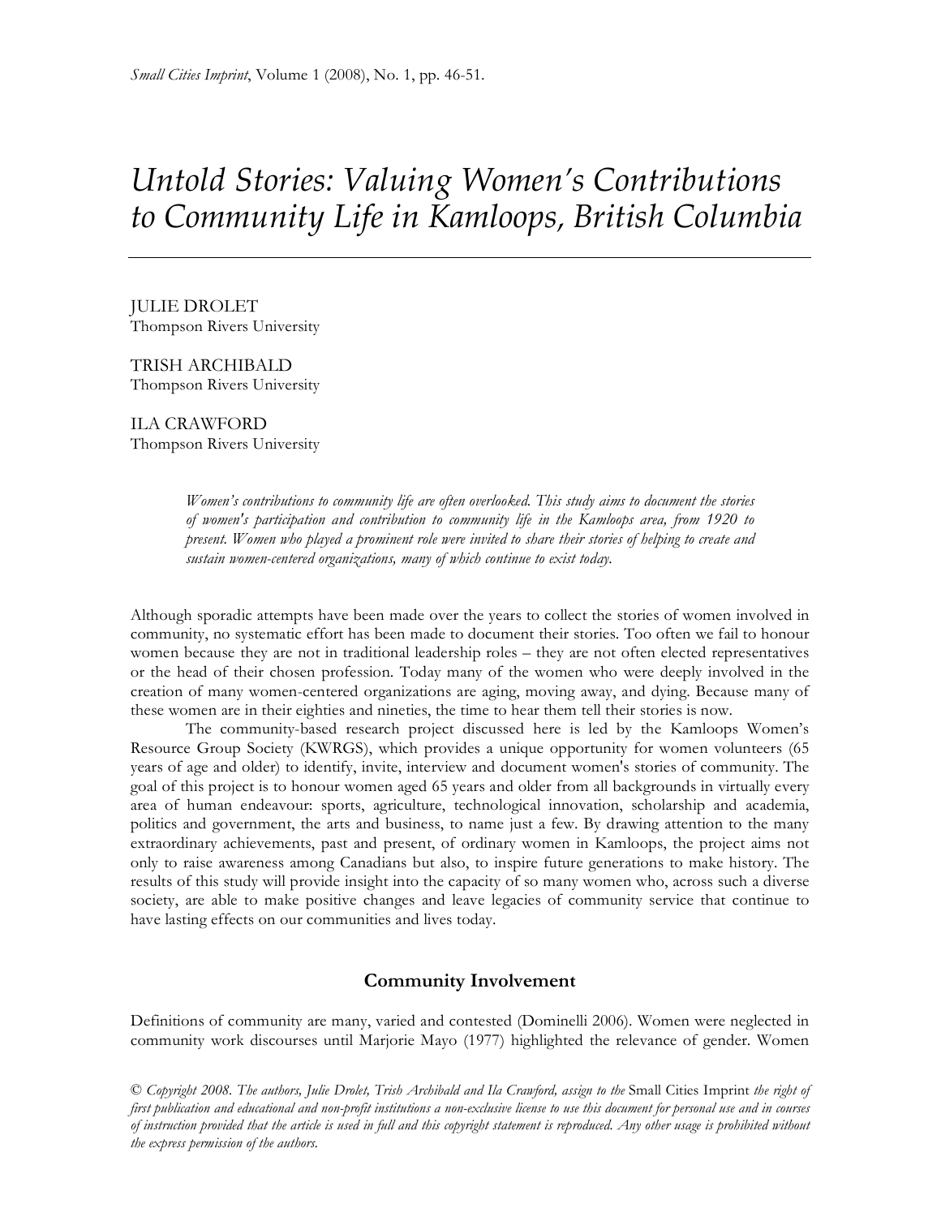# *Untold Stories: Valuing Women's Contributions to Community Life in Kamloops, British Columbia*

JULIE DROLET
Thompson Rivers University

TRISH ARCHIBALD
Thompson Rivers University

ILA CRAWFORD
Thompson Rivers University

*Women's contributions to community life are often overlooked. This study aims to document the stories of women's participation and contribution to community life in the Kamloops area, from 1920 to present. Women who played a prominent role were invited to share their stories of helping to create and sustain women-centered organizations, many of which continue to exist today.*

Although sporadic attempts have been made over the years to collect the stories of women involved in community, no systematic effort has been made to document their stories. Too often we fail to honour women because they are not in traditional leadership roles – they are not often elected representatives or the head of their chosen profession. Today many of the women who were deeply involved in the creation of many women-centered organizations are aging, moving away, and dying. Because many of these women are in their eighties and nineties, the time to hear them tell their stories is now.

The community-based research project discussed here is led by the Kamloops Women's Resource Group Society (KWRGS), which provides a unique opportunity for women volunteers (65 years of age and older) to identify, invite, interview and document women's stories of community. The goal of this project is to honour women aged 65 years and older from all backgrounds in virtually every area of human endeavour: sports, agriculture, technological innovation, scholarship and academia, politics and government, the arts and business, to name just a few. By drawing attention to the many extraordinary achievements, past and present, of ordinary women in Kamloops, the project aims not only to raise awareness among Canadians but also, to inspire future generations to make history. The results of this study will provide insight into the capacity of so many women who, across such a diverse society, are able to make positive changes and leave legacies of community service that continue to have lasting effects on our communities and lives today.

## Community Involvement

Definitions of community are many, varied and contested (Dominelli 2006). Women were neglected in community work discourses until Marjorie Mayo (1977) highlighted the relevance of gender. Women

*© Copyright 2008. The authors, Julie Drolet, Trish Archibald and Ila Crawford, assign to the* Small Cities Imprint *the right of first publication and educational and non-profit institutions a non-exclusive license to use this document for personal use and in courses of instruction provided that the article is used in full and this copyright statement is reproduced. Any other usage is prohibited without the express permission of the authors.*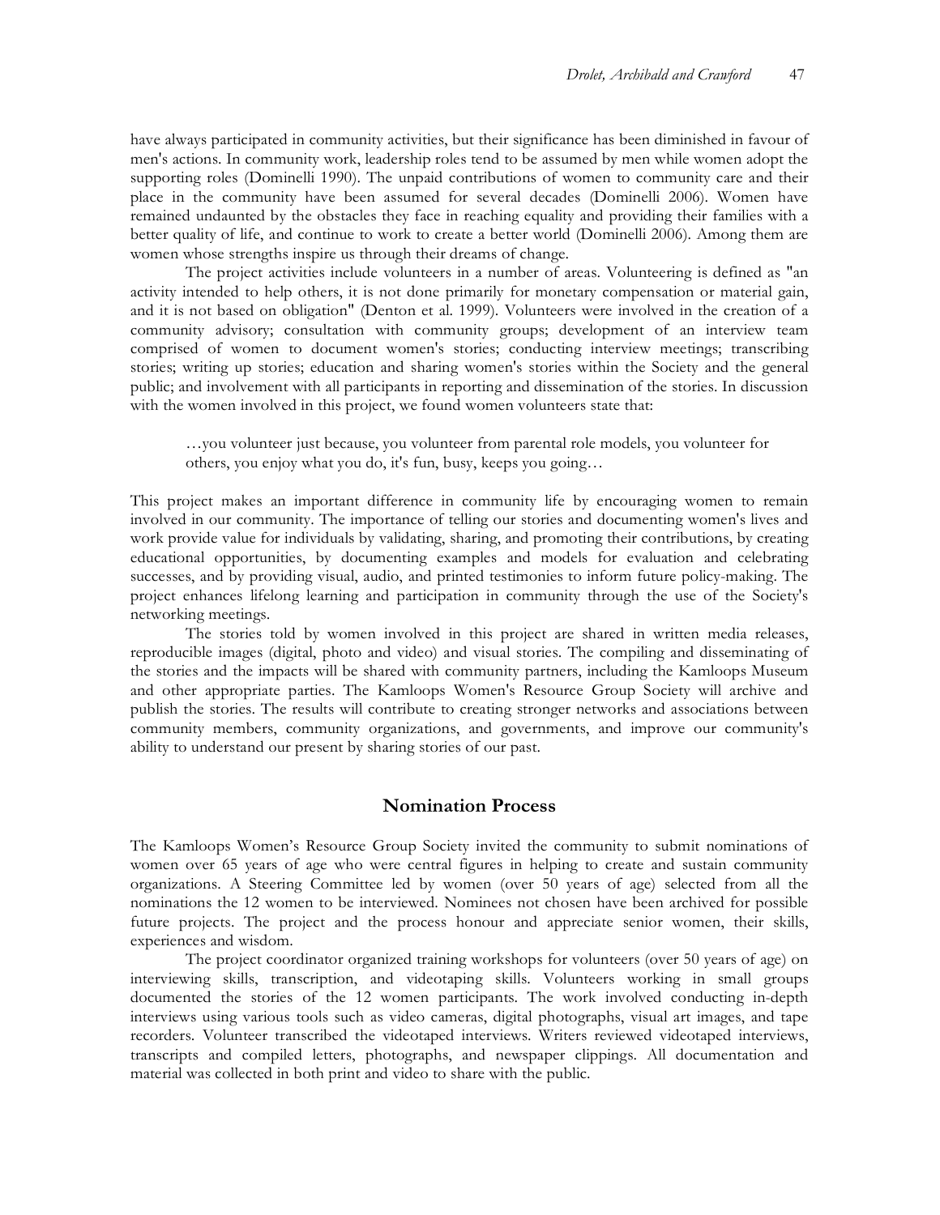have always participated in community activities, but their significance has been diminished in favour of men's actions. In community work, leadership roles tend to be assumed by men while women adopt the supporting roles (Dominelli 1990). The unpaid contributions of women to community care and their place in the community have been assumed for several decades (Dominelli 2006). Women have remained undaunted by the obstacles they face in reaching equality and providing their families with a better quality of life, and continue to work to create a better world (Dominelli 2006). Among them are women whose strengths inspire us through their dreams of change.

The project activities include volunteers in a number of areas. Volunteering is defined as "an activity intended to help others, it is not done primarily for monetary compensation or material gain, and it is not based on obligation" (Denton et al. 1999). Volunteers were involved in the creation of a community advisory; consultation with community groups; development of an interview team comprised of women to document women's stories; conducting interview meetings; transcribing stories; writing up stories; education and sharing women's stories within the Society and the general public; and involvement with all participants in reporting and dissemination of the stories. In discussion with the women involved in this project, we found women volunteers state that:

> …you volunteer just because, you volunteer from parental role models, you volunteer for others, you enjoy what you do, it's fun, busy, keeps you going…

This project makes an important difference in community life by encouraging women to remain involved in our community. The importance of telling our stories and documenting women's lives and work provide value for individuals by validating, sharing, and promoting their contributions, by creating educational opportunities, by documenting examples and models for evaluation and celebrating successes, and by providing visual, audio, and printed testimonies to inform future policy-making. The project enhances lifelong learning and participation in community through the use of the Society's networking meetings.

The stories told by women involved in this project are shared in written media releases, reproducible images (digital, photo and video) and visual stories. The compiling and disseminating of the stories and the impacts will be shared with community partners, including the Kamloops Museum and other appropriate parties. The Kamloops Women's Resource Group Society will archive and publish the stories. The results will contribute to creating stronger networks and associations between community members, community organizations, and governments, and improve our community's ability to understand our present by sharing stories of our past.

## Nomination Process

The Kamloops Women's Resource Group Society invited the community to submit nominations of women over 65 years of age who were central figures in helping to create and sustain community organizations. A Steering Committee led by women (over 50 years of age) selected from all the nominations the 12 women to be interviewed. Nominees not chosen have been archived for possible future projects. The project and the process honour and appreciate senior women, their skills, experiences and wisdom.

The project coordinator organized training workshops for volunteers (over 50 years of age) on interviewing skills, transcription, and videotaping skills. Volunteers working in small groups documented the stories of the 12 women participants. The work involved conducting in-depth interviews using various tools such as video cameras, digital photographs, visual art images, and tape recorders. Volunteer transcribed the videotaped interviews. Writers reviewed videotaped interviews, transcripts and compiled letters, photographs, and newspaper clippings. All documentation and material was collected in both print and video to share with the public.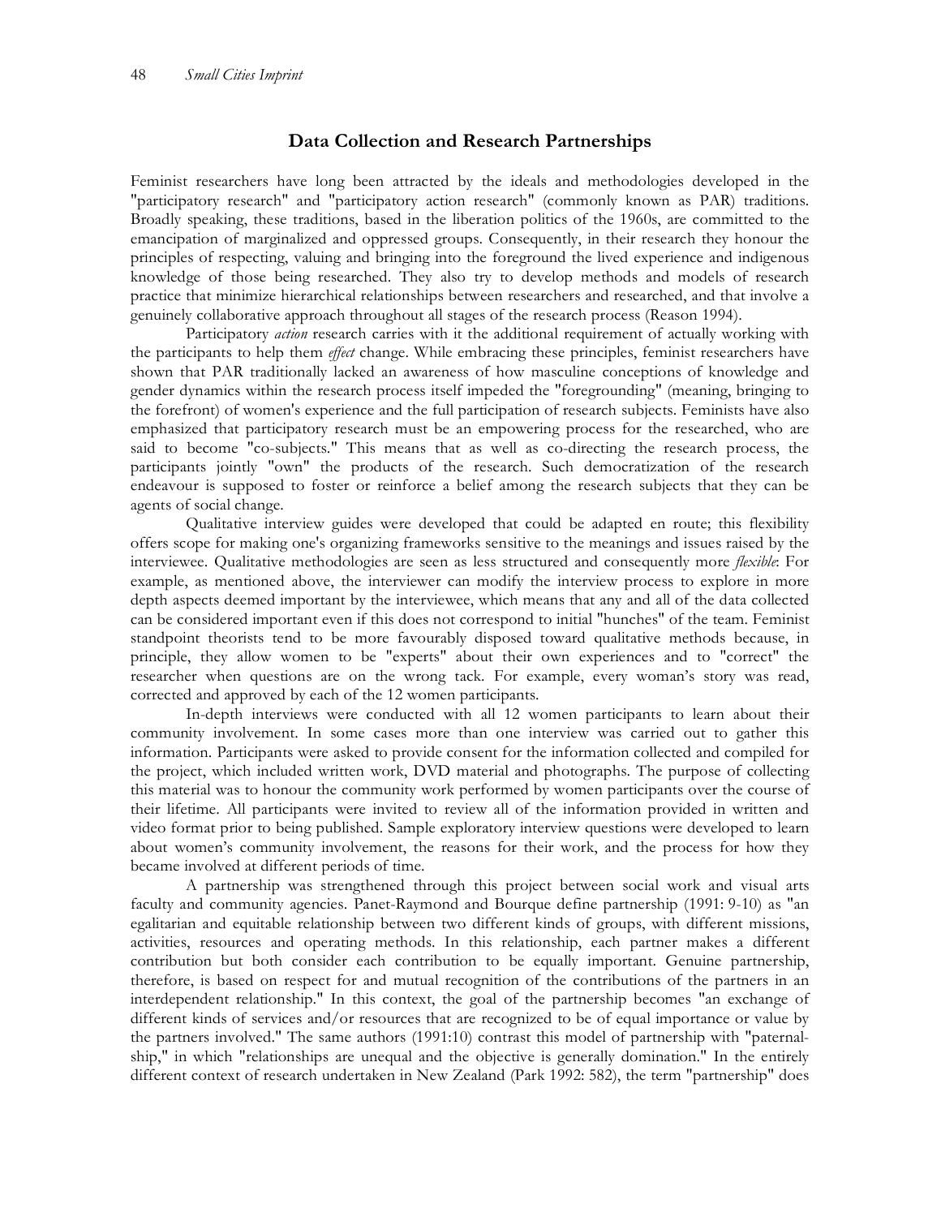## Data Collection and Research Partnerships

Feminist researchers have long been attracted by the ideals and methodologies developed in the "participatory research" and "participatory action research" (commonly known as PAR) traditions. Broadly speaking, these traditions, based in the liberation politics of the 1960s, are committed to the emancipation of marginalized and oppressed groups. Consequently, in their research they honour the principles of respecting, valuing and bringing into the foreground the lived experience and indigenous knowledge of those being researched. They also try to develop methods and models of research practice that minimize hierarchical relationships between researchers and researched, and that involve a genuinely collaborative approach throughout all stages of the research process (Reason 1994).

Participatory *action* research carries with it the additional requirement of actually working with the participants to help them *effect* change. While embracing these principles, feminist researchers have shown that PAR traditionally lacked an awareness of how masculine conceptions of knowledge and gender dynamics within the research process itself impeded the "foregrounding" (meaning, bringing to the forefront) of women's experience and the full participation of research subjects. Feminists have also emphasized that participatory research must be an empowering process for the researched, who are said to become "co-subjects." This means that as well as co-directing the research process, the participants jointly "own" the products of the research. Such democratization of the research endeavour is supposed to foster or reinforce a belief among the research subjects that they can be agents of social change.

Qualitative interview guides were developed that could be adapted en route; this flexibility offers scope for making one's organizing frameworks sensitive to the meanings and issues raised by the interviewee. Qualitative methodologies are seen as less structured and consequently more *flexible*: For example, as mentioned above, the interviewer can modify the interview process to explore in more depth aspects deemed important by the interviewee, which means that any and all of the data collected can be considered important even if this does not correspond to initial "hunches" of the team. Feminist standpoint theorists tend to be more favourably disposed toward qualitative methods because, in principle, they allow women to be "experts" about their own experiences and to "correct" the researcher when questions are on the wrong tack. For example, every woman's story was read, corrected and approved by each of the 12 women participants.

In-depth interviews were conducted with all 12 women participants to learn about their community involvement. In some cases more than one interview was carried out to gather this information. Participants were asked to provide consent for the information collected and compiled for the project, which included written work, DVD material and photographs. The purpose of collecting this material was to honour the community work performed by women participants over the course of their lifetime. All participants were invited to review all of the information provided in written and video format prior to being published. Sample exploratory interview questions were developed to learn about women's community involvement, the reasons for their work, and the process for how they became involved at different periods of time.

A partnership was strengthened through this project between social work and visual arts faculty and community agencies. Panet-Raymond and Bourque define partnership (1991: 9-10) as "an egalitarian and equitable relationship between two different kinds of groups, with different missions, activities, resources and operating methods. In this relationship, each partner makes a different contribution but both consider each contribution to be equally important. Genuine partnership, therefore, is based on respect for and mutual recognition of the contributions of the partners in an interdependent relationship." In this context, the goal of the partnership becomes "an exchange of different kinds of services and/or resources that are recognized to be of equal importance or value by the partners involved." The same authors (1991:10) contrast this model of partnership with "paternalship," in which "relationships are unequal and the objective is generally domination." In the entirely different context of research undertaken in New Zealand (Park 1992: 582), the term "partnership" does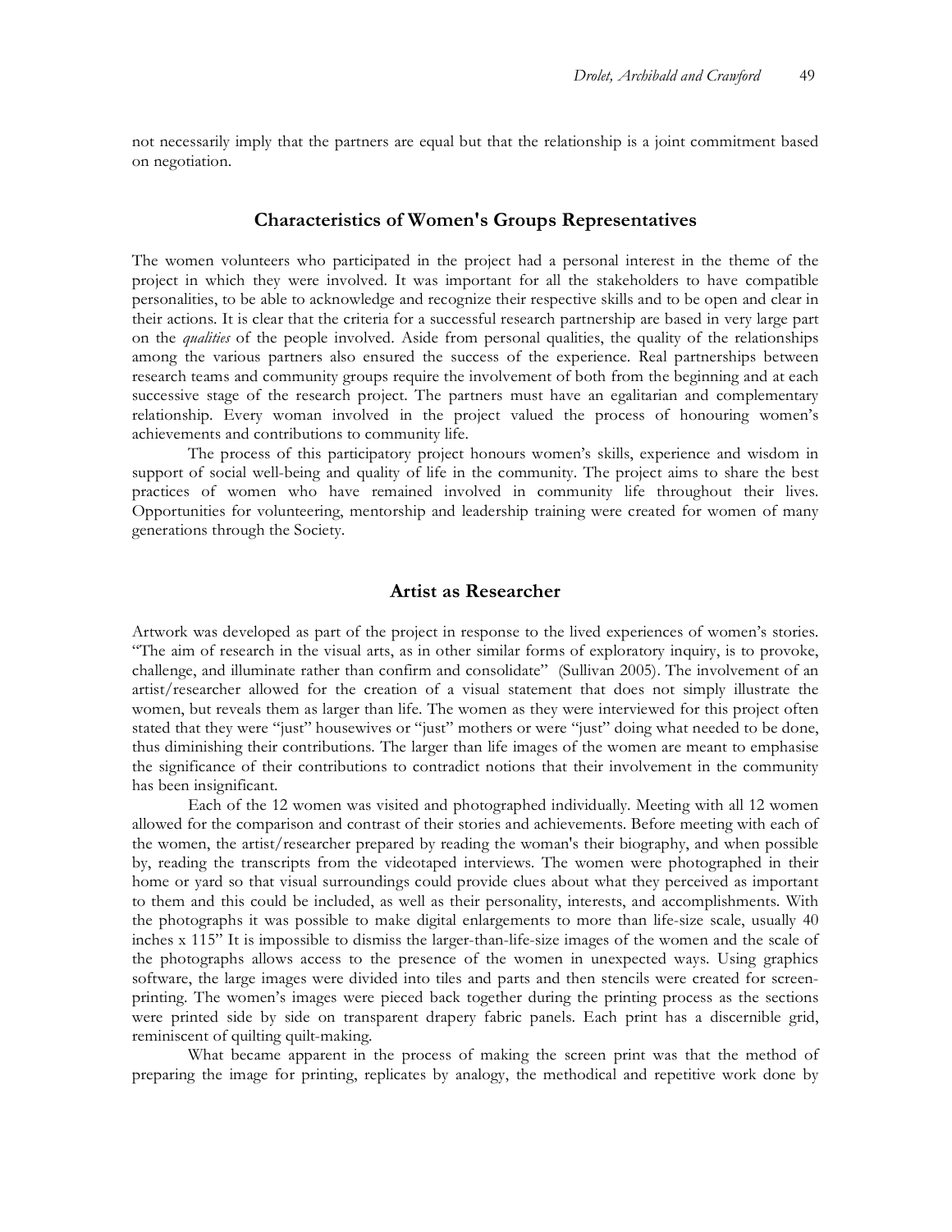not necessarily imply that the partners are equal but that the relationship is a joint commitment based on negotiation.

## Characteristics of Women's Groups Representatives

The women volunteers who participated in the project had a personal interest in the theme of the project in which they were involved. It was important for all the stakeholders to have compatible personalities, to be able to acknowledge and recognize their respective skills and to be open and clear in their actions. It is clear that the criteria for a successful research partnership are based in very large part on the *qualities* of the people involved. Aside from personal qualities, the quality of the relationships among the various partners also ensured the success of the experience. Real partnerships between research teams and community groups require the involvement of both from the beginning and at each successive stage of the research project. The partners must have an egalitarian and complementary relationship. Every woman involved in the project valued the process of honouring women's achievements and contributions to community life.

The process of this participatory project honours women's skills, experience and wisdom in support of social well-being and quality of life in the community. The project aims to share the best practices of women who have remained involved in community life throughout their lives. Opportunities for volunteering, mentorship and leadership training were created for women of many generations through the Society.

## Artist as Researcher

Artwork was developed as part of the project in response to the lived experiences of women's stories. "The aim of research in the visual arts, as in other similar forms of exploratory inquiry, is to provoke, challenge, and illuminate rather than confirm and consolidate" (Sullivan 2005). The involvement of an artist/researcher allowed for the creation of a visual statement that does not simply illustrate the women, but reveals them as larger than life. The women as they were interviewed for this project often stated that they were "just" housewives or "just" mothers or were "just" doing what needed to be done, thus diminishing their contributions. The larger than life images of the women are meant to emphasise the significance of their contributions to contradict notions that their involvement in the community has been insignificant.

Each of the 12 women was visited and photographed individually. Meeting with all 12 women allowed for the comparison and contrast of their stories and achievements. Before meeting with each of the women, the artist/researcher prepared by reading the woman's their biography, and when possible by, reading the transcripts from the videotaped interviews. The women were photographed in their home or yard so that visual surroundings could provide clues about what they perceived as important to them and this could be included, as well as their personality, interests, and accomplishments. With the photographs it was possible to make digital enlargements to more than life-size scale, usually 40 inches x 115" It is impossible to dismiss the larger-than-life-size images of the women and the scale of the photographs allows access to the presence of the women in unexpected ways. Using graphics software, the large images were divided into tiles and parts and then stencils were created for screen-printing. The women's images were pieced back together during the printing process as the sections were printed side by side on transparent drapery fabric panels. Each print has a discernible grid, reminiscent of quilting quilt-making.

What became apparent in the process of making the screen print was that the method of preparing the image for printing, replicates by analogy, the methodical and repetitive work done by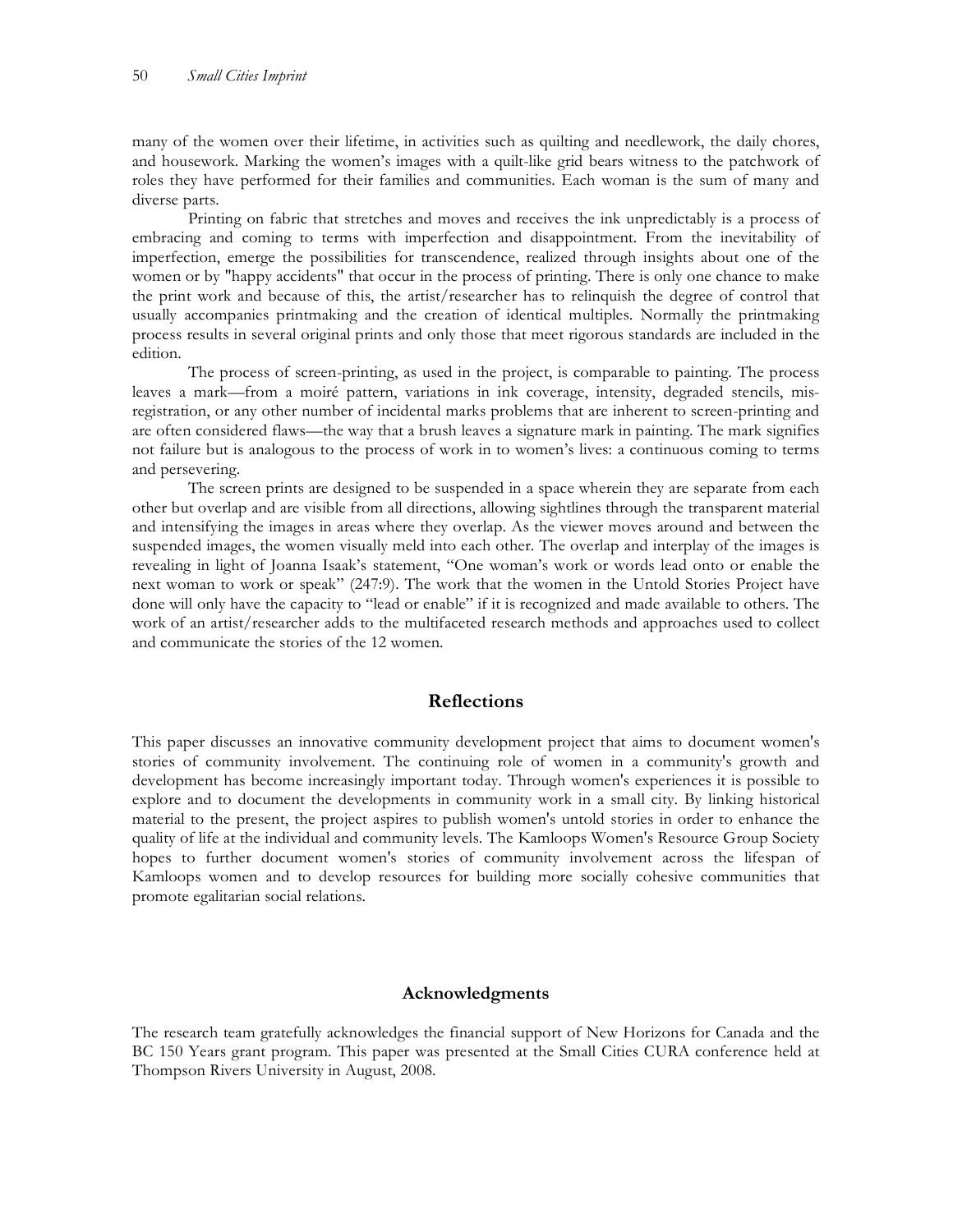many of the women over their lifetime, in activities such as quilting and needlework, the daily chores, and housework. Marking the women's images with a quilt-like grid bears witness to the patchwork of roles they have performed for their families and communities. Each woman is the sum of many and diverse parts.

Printing on fabric that stretches and moves and receives the ink unpredictably is a process of embracing and coming to terms with imperfection and disappointment. From the inevitability of imperfection, emerge the possibilities for transcendence, realized through insights about one of the women or by "happy accidents" that occur in the process of printing. There is only one chance to make the print work and because of this, the artist/researcher has to relinquish the degree of control that usually accompanies printmaking and the creation of identical multiples. Normally the printmaking process results in several original prints and only those that meet rigorous standards are included in the edition.

The process of screen-printing, as used in the project, is comparable to painting. The process leaves a mark—from a moiré pattern, variations in ink coverage, intensity, degraded stencils, mis-registration, or any other number of incidental marks problems that are inherent to screen-printing and are often considered flaws—the way that a brush leaves a signature mark in painting. The mark signifies not failure but is analogous to the process of work in to women's lives: a continuous coming to terms and persevering.

The screen prints are designed to be suspended in a space wherein they are separate from each other but overlap and are visible from all directions, allowing sightlines through the transparent material and intensifying the images in areas where they overlap. As the viewer moves around and between the suspended images, the women visually meld into each other. The overlap and interplay of the images is revealing in light of Joanna Isaak's statement, "One woman's work or words lead onto or enable the next woman to work or speak" (247:9). The work that the women in the Untold Stories Project have done will only have the capacity to "lead or enable" if it is recognized and made available to others. The work of an artist/researcher adds to the multifaceted research methods and approaches used to collect and communicate the stories of the 12 women.

## Reflections

This paper discusses an innovative community development project that aims to document women's stories of community involvement. The continuing role of women in a community's growth and development has become increasingly important today. Through women's experiences it is possible to explore and to document the developments in community work in a small city. By linking historical material to the present, the project aspires to publish women's untold stories in order to enhance the quality of life at the individual and community levels. The Kamloops Women's Resource Group Society hopes to further document women's stories of community involvement across the lifespan of Kamloops women and to develop resources for building more socially cohesive communities that promote egalitarian social relations.

### Acknowledgments

The research team gratefully acknowledges the financial support of New Horizons for Canada and the BC 150 Years grant program. This paper was presented at the Small Cities CURA conference held at Thompson Rivers University in August, 2008.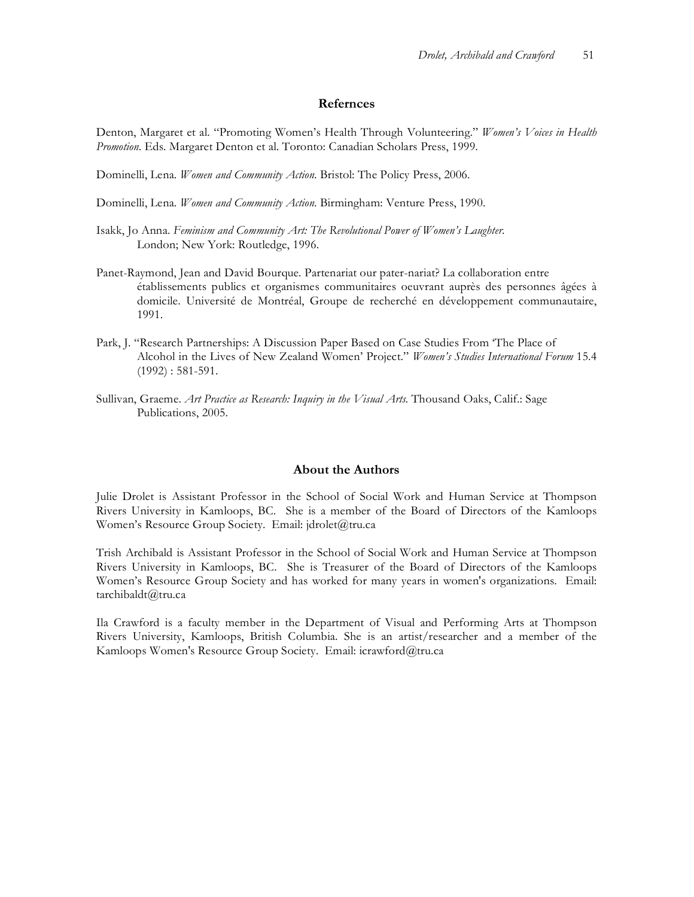## Refernces

Denton, Margaret et al. "Promoting Women's Health Through Volunteering." *Women's Voices in Health Promotion*. Eds. Margaret Denton et al. Toronto: Canadian Scholars Press, 1999.

Dominelli, Lena. *Women and Community Action*. Bristol: The Policy Press, 2006.

Dominelli, Lena. *Women and Community Action*. Birmingham: Venture Press, 1990.

Isakk, Jo Anna. *Feminism and Community Art: The Revolutional Power of Women's Laughter*. London; New York: Routledge, 1996.

Panet-Raymond, Jean and David Bourque. Partenariat our pater-nariat? La collaboration entre établissements publics et organismes communitaires oeuvrant auprès des personnes âgées à domicile. Université de Montréal, Groupe de recherché en développement communautaire, 1991.

Park, J. "Research Partnerships: A Discussion Paper Based on Case Studies From 'The Place of Alcohol in the Lives of New Zealand Women' Project." *Women's Studies International Forum* 15.4 (1992) : 581-591.

Sullivan, Graeme. *Art Practice as Research: Inquiry in the Visual Arts*. Thousand Oaks, Calif.: Sage Publications, 2005.

## About the Authors

Julie Drolet is Assistant Professor in the School of Social Work and Human Service at Thompson Rivers University in Kamloops, BC. She is a member of the Board of Directors of the Kamloops Women's Resource Group Society. Email: jdrolet@tru.ca

Trish Archibald is Assistant Professor in the School of Social Work and Human Service at Thompson Rivers University in Kamloops, BC. She is Treasurer of the Board of Directors of the Kamloops Women's Resource Group Society and has worked for many years in women's organizations. Email: tarchibaldt@tru.ca

Ila Crawford is a faculty member in the Department of Visual and Performing Arts at Thompson Rivers University, Kamloops, British Columbia. She is an artist/researcher and a member of the Kamloops Women's Resource Group Society. Email: icrawford@tru.ca